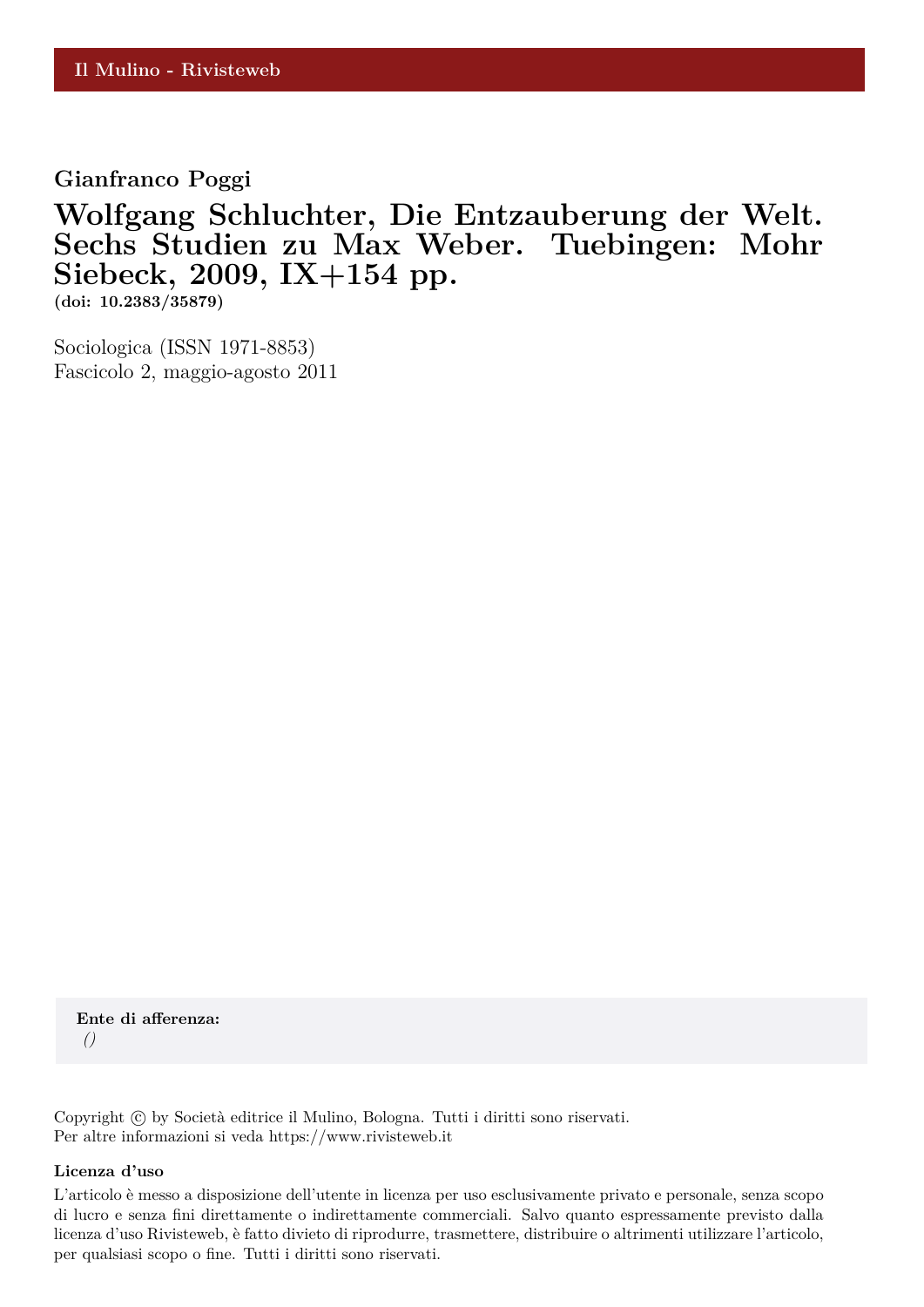Il Mulino - Rivisteweb

**Gianfranco Poggi**

# Wolfgang Schluchter, Die Entzauberung der Welt. Sechs Studien zu Max Weber. Tuebingen: Mohr Siebeck, 2009, IX+154 pp.

**(doi: 10.2383/35879)**

Sociologica (ISSN 1971-8853)
Fascicolo 2, maggio-agosto 2011

**Ente di afferenza:**
*()*

Copyright © by Società editrice il Mulino, Bologna. Tutti i diritti sono riservati.
Per altre informazioni si veda https://www.rivisteweb.it

**Licenza d'uso**

L'articolo è messo a disposizione dell'utente in licenza per uso esclusivamente privato e personale, senza scopo di lucro e senza fini direttamente o indirettamente commerciali. Salvo quanto espressamente previsto dalla licenza d'uso Rivisteweb, è fatto divieto di riprodurre, trasmettere, distribuire o altrimenti utilizzare l'articolo, per qualsiasi scopo o fine. Tutti i diritti sono riservati.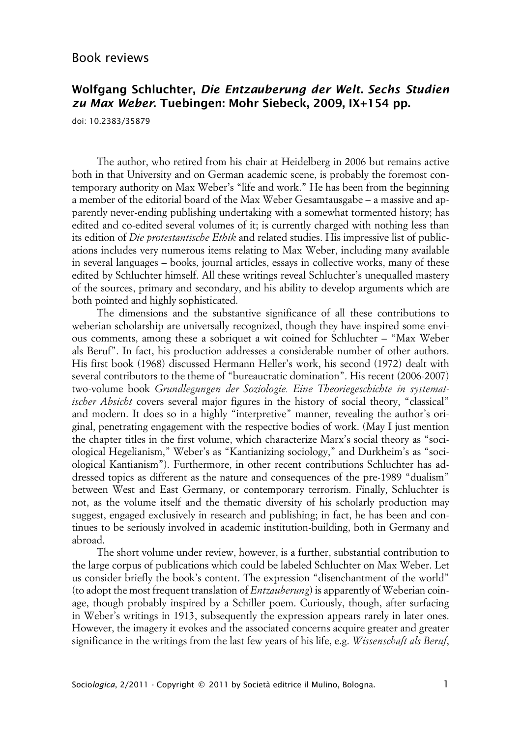# Book reviews

## Wolfgang Schluchter, *Die Entzauberung der Welt. Sechs Studien zu Max Weber*. Tuebingen: Mohr Siebeck, 2009, IX+154 pp.

doi: 10.2383/35879

The author, who retired from his chair at Heidelberg in 2006 but remains active both in that University and on German academic scene, is probably the foremost contemporary authority on Max Weber's "life and work." He has been from the beginning a member of the editorial board of the Max Weber Gesamtausgabe – a massive and apparently never-ending publishing undertaking with a somewhat tormented history; has edited and co-edited several volumes of it; is currently charged with nothing less than its edition of *Die protestantische Ethik* and related studies. His impressive list of publications includes very numerous items relating to Max Weber, including many available in several languages – books, journal articles, essays in collective works, many of these edited by Schluchter himself. All these writings reveal Schluchter's unequalled mastery of the sources, primary and secondary, and his ability to develop arguments which are both pointed and highly sophisticated.

The dimensions and the substantive significance of all these contributions to weberian scholarship are universally recognized, though they have inspired some envious comments, among these a sobriquet a wit coined for Schluchter – "Max Weber als Beruf". In fact, his production addresses a considerable number of other authors. His first book (1968) discussed Hermann Heller's work, his second (1972) dealt with several contributors to the theme of "bureaucratic domination". His recent (2006-2007) two-volume book *Grundlegungen der Soziologie. Eine Theoriegeschichte in systematischer Absicht* covers several major figures in the history of social theory, "classical" and modern. It does so in a highly "interpretive" manner, revealing the author's original, penetrating engagement with the respective bodies of work. (May I just mention the chapter titles in the first volume, which characterize Marx's social theory as "sociological Hegelianism," Weber's as "Kantianizing sociology," and Durkheim's as "sociological Kantianism"). Furthermore, in other recent contributions Schluchter has addressed topics as different as the nature and consequences of the pre-1989 "dualism" between West and East Germany, or contemporary terrorism. Finally, Schluchter is not, as the volume itself and the thematic diversity of his scholarly production may suggest, engaged exclusively in research and publishing; in fact, he has been and continues to be seriously involved in academic institution-building, both in Germany and abroad.

The short volume under review, however, is a further, substantial contribution to the large corpus of publications which could be labeled Schluchter on Max Weber. Let us consider briefly the book's content. The expression "disenchantment of the world" (to adopt the most frequent translation of *Entzauberung*) is apparently of Weberian coinage, though probably inspired by a Schiller poem. Curiously, though, after surfacing in Weber's writings in 1913, subsequently the expression appears rarely in later ones. However, the imagery it evokes and the associated concerns acquire greater and greater significance in the writings from the last few years of his life, e.g. *Wissenschaft als Beruf*,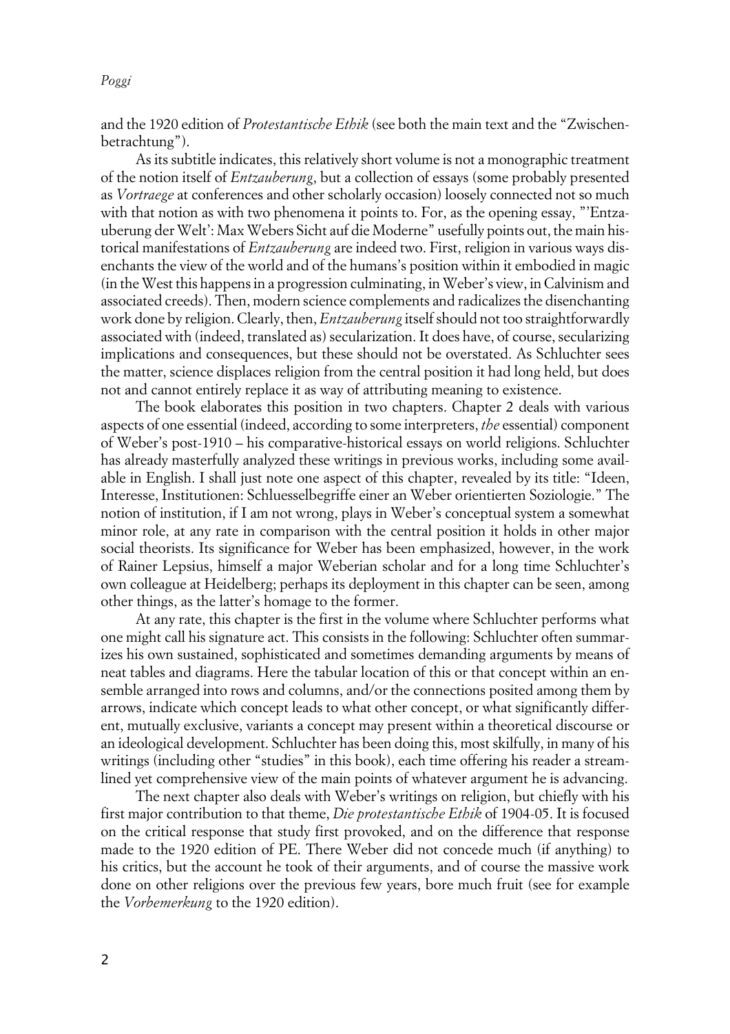and the 1920 edition of *Protestantische Ethik* (see both the main text and the "Zwischenbetrachtung").

As its subtitle indicates, this relatively short volume is not a monographic treatment of the notion itself of *Entzauberung*, but a collection of essays (some probably presented as *Vortraege* at conferences and other scholarly occasion) loosely connected not so much with that notion as with two phenomena it points to. For, as the opening essay, "'Entzauberung der Welt': Max Webers Sicht auf die Moderne" usefully points out, the main historical manifestations of *Entzauberung* are indeed two. First, religion in various ways disenchants the view of the world and of the humans's position within it embodied in magic (in the West this happens in a progression culminating, in Weber's view, in Calvinism and associated creeds). Then, modern science complements and radicalizes the disenchanting work done by religion. Clearly, then, *Entzauberung* itself should not too straightforwardly associated with (indeed, translated as) secularization. It does have, of course, secularizing implications and consequences, but these should not be overstated. As Schluchter sees the matter, science displaces religion from the central position it had long held, but does not and cannot entirely replace it as way of attributing meaning to existence.

The book elaborates this position in two chapters. Chapter 2 deals with various aspects of one essential (indeed, according to some interpreters, *the* essential) component of Weber's post-1910 – his comparative-historical essays on world religions. Schluchter has already masterfully analyzed these writings in previous works, including some available in English. I shall just note one aspect of this chapter, revealed by its title: "Ideen, Interesse, Institutionen: Schluesselbegriffe einer an Weber orientierten Soziologie." The notion of institution, if I am not wrong, plays in Weber's conceptual system a somewhat minor role, at any rate in comparison with the central position it holds in other major social theorists. Its significance for Weber has been emphasized, however, in the work of Rainer Lepsius, himself a major Weberian scholar and for a long time Schluchter's own colleague at Heidelberg; perhaps its deployment in this chapter can be seen, among other things, as the latter's homage to the former.

At any rate, this chapter is the first in the volume where Schluchter performs what one might call his signature act. This consists in the following: Schluchter often summarizes his own sustained, sophisticated and sometimes demanding arguments by means of neat tables and diagrams. Here the tabular location of this or that concept within an ensemble arranged into rows and columns, and/or the connections posited among them by arrows, indicate which concept leads to what other concept, or what significantly different, mutually exclusive, variants a concept may present within a theoretical discourse or an ideological development. Schluchter has been doing this, most skilfully, in many of his writings (including other "studies" in this book), each time offering his reader a streamlined yet comprehensive view of the main points of whatever argument he is advancing.

The next chapter also deals with Weber's writings on religion, but chiefly with his first major contribution to that theme, *Die protestantische Ethik* of 1904-05. It is focused on the critical response that study first provoked, and on the difference that response made to the 1920 edition of PE. There Weber did not concede much (if anything) to his critics, but the account he took of their arguments, and of course the massive work done on other religions over the previous few years, bore much fruit (see for example the *Vorbemerkung* to the 1920 edition).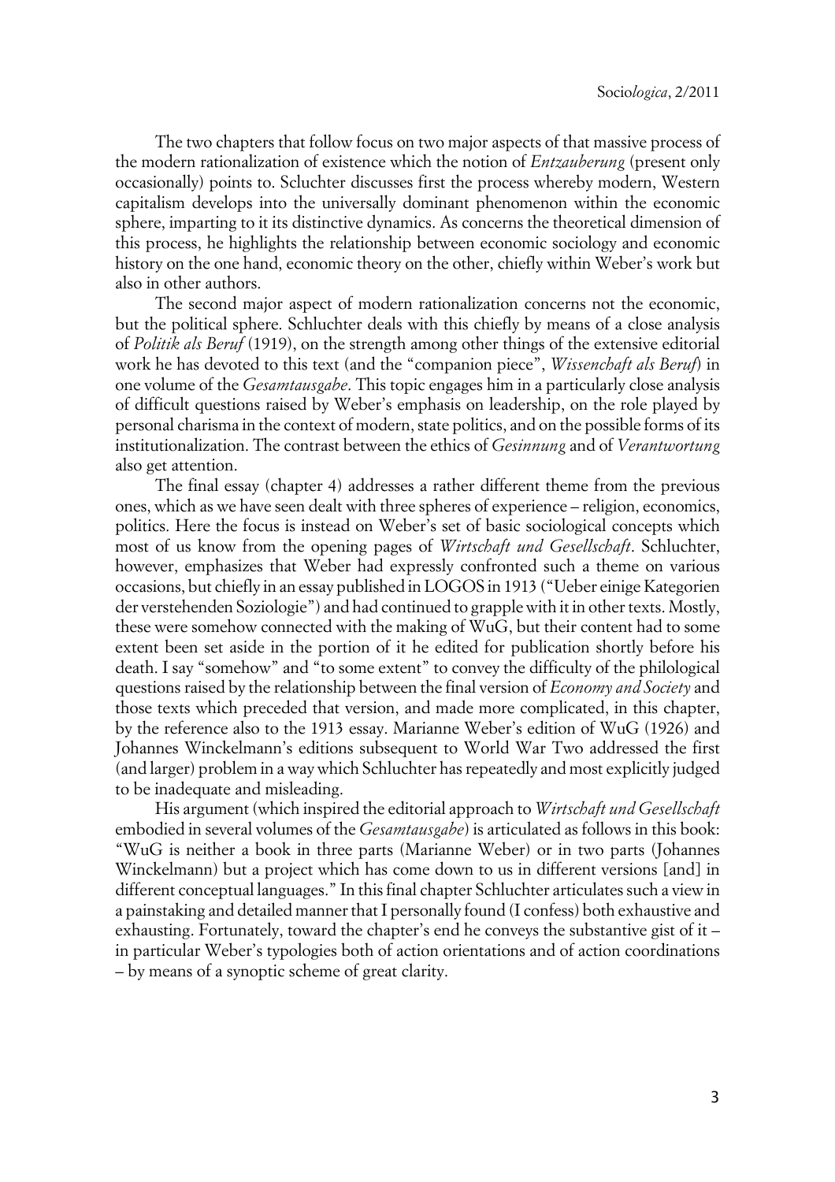The two chapters that follow focus on two major aspects of that massive process of the modern rationalization of existence which the notion of *Entzauberung* (present only occasionally) points to. Scluchter discusses first the process whereby modern, Western capitalism develops into the universally dominant phenomenon within the economic sphere, imparting to it its distinctive dynamics. As concerns the theoretical dimension of this process, he highlights the relationship between economic sociology and economic history on the one hand, economic theory on the other, chiefly within Weber's work but also in other authors.

The second major aspect of modern rationalization concerns not the economic, but the political sphere. Schluchter deals with this chiefly by means of a close analysis of *Politik als Beruf* (1919), on the strength among other things of the extensive editorial work he has devoted to this text (and the "companion piece", *Wissenchaft als Beruf*) in one volume of the *Gesamtausgabe*. This topic engages him in a particularly close analysis of difficult questions raised by Weber's emphasis on leadership, on the role played by personal charisma in the context of modern, state politics, and on the possible forms of its institutionalization. The contrast between the ethics of *Gesinnung* and of *Verantwortung* also get attention.

The final essay (chapter 4) addresses a rather different theme from the previous ones, which as we have seen dealt with three spheres of experience – religion, economics, politics. Here the focus is instead on Weber's set of basic sociological concepts which most of us know from the opening pages of *Wirtschaft und Gesellschaft*. Schluchter, however, emphasizes that Weber had expressly confronted such a theme on various occasions, but chiefly in an essay published in LOGOS in 1913 ("Ueber einige Kategorien der verstehenden Soziologie") and had continued to grapple with it in other texts. Mostly, these were somehow connected with the making of WuG, but their content had to some extent been set aside in the portion of it he edited for publication shortly before his death. I say "somehow" and "to some extent" to convey the difficulty of the philological questions raised by the relationship between the final version of *Economy and Society* and those texts which preceded that version, and made more complicated, in this chapter, by the reference also to the 1913 essay. Marianne Weber's edition of WuG (1926) and Johannes Winckelmann's editions subsequent to World War Two addressed the first (and larger) problem in a way which Schluchter has repeatedly and most explicitly judged to be inadequate and misleading.

His argument (which inspired the editorial approach to *Wirtschaft und Gesellschaft* embodied in several volumes of the *Gesamtausgabe*) is articulated as follows in this book: "WuG is neither a book in three parts (Marianne Weber) or in two parts (Johannes Winckelmann) but a project which has come down to us in different versions [and] in different conceptual languages." In this final chapter Schluchter articulates such a view in a painstaking and detailed manner that I personally found (I confess) both exhaustive and exhausting. Fortunately, toward the chapter's end he conveys the substantive gist of it – in particular Weber's typologies both of action orientations and of action coordinations – by means of a synoptic scheme of great clarity.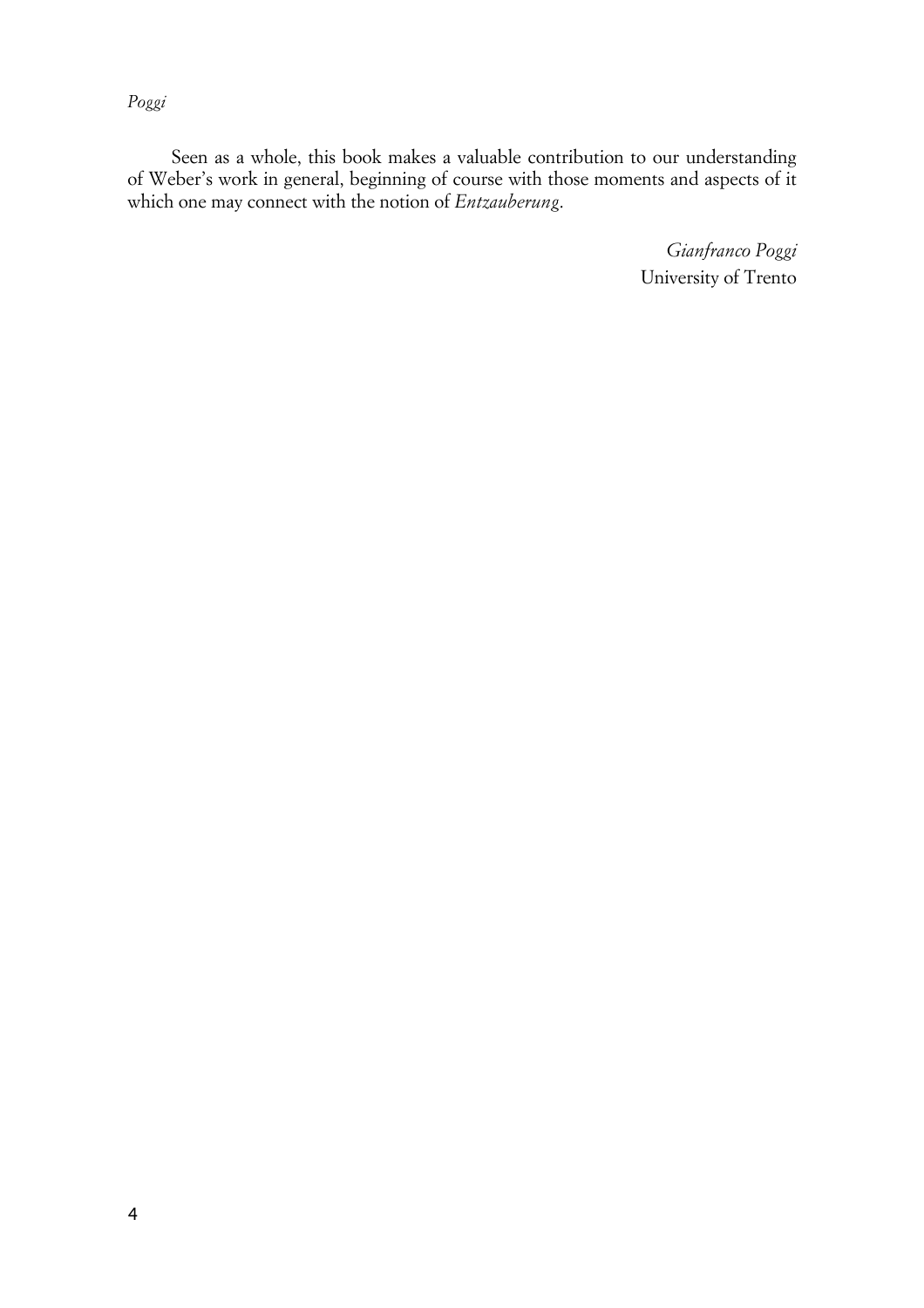Seen as a whole, this book makes a valuable contribution to our understanding of Weber's work in general, beginning of course with those moments and aspects of it which one may connect with the notion of *Entzauberung*.

*Gianfranco Poggi*
University of Trento